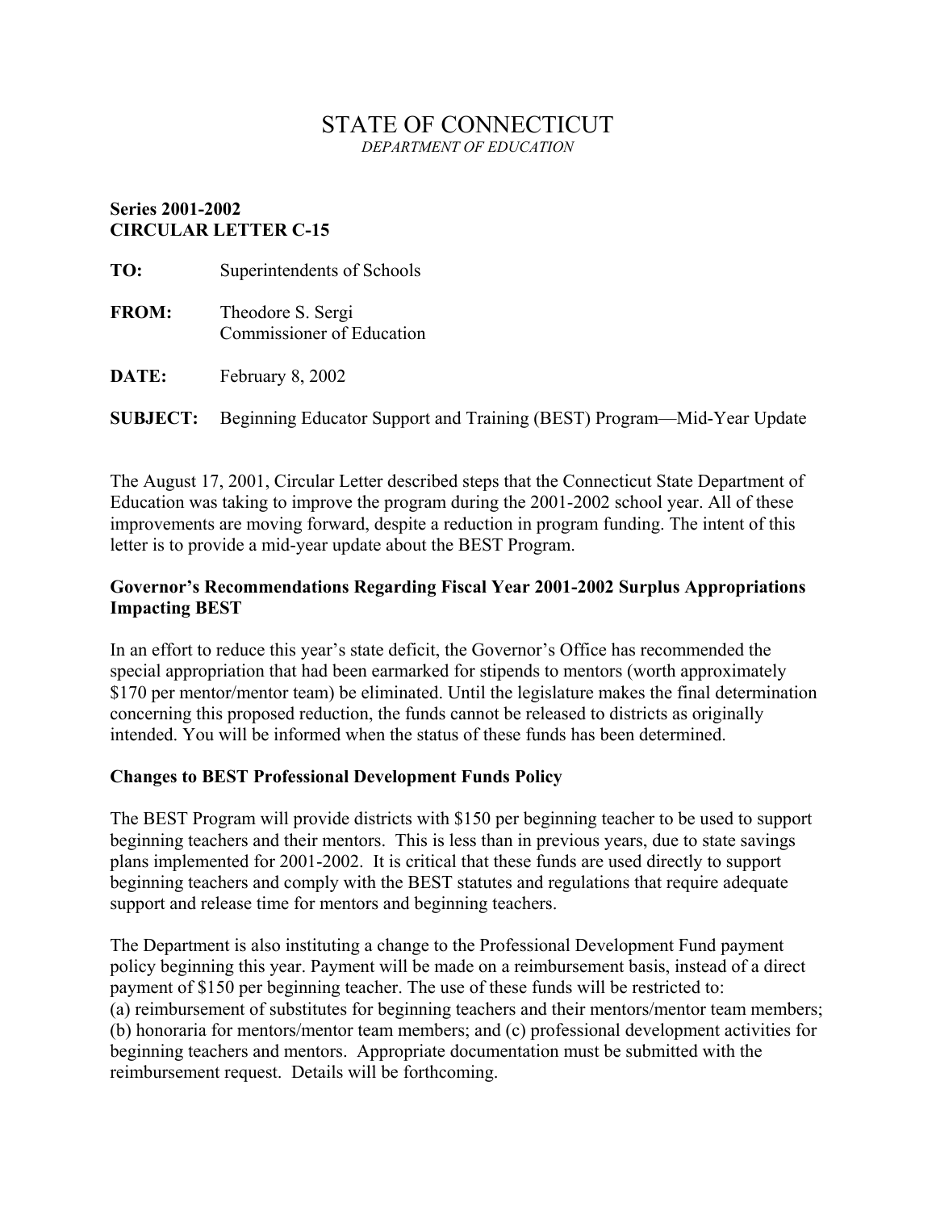# STATE OF CONNECTICUT

*DEPARTMENT OF EDUCATION*

**Series 2001-2002**
**CIRCULAR LETTER C-15**

**TO:** Superintendents of Schools

**FROM:** Theodore S. Sergi
Commissioner of Education

**DATE:** February 8, 2002

**SUBJECT:** Beginning Educator Support and Training (BEST) Program—Mid-Year Update

The August 17, 2001, Circular Letter described steps that the Connecticut State Department of Education was taking to improve the program during the 2001-2002 school year. All of these improvements are moving forward, despite a reduction in program funding. The intent of this letter is to provide a mid-year update about the BEST Program.

## Governor's Recommendations Regarding Fiscal Year 2001-2002 Surplus Appropriations Impacting BEST

In an effort to reduce this year's state deficit, the Governor's Office has recommended the special appropriation that had been earmarked for stipends to mentors (worth approximately $170 per mentor/mentor team) be eliminated. Until the legislature makes the final determination concerning this proposed reduction, the funds cannot be released to districts as originally intended. You will be informed when the status of these funds has been determined.

## Changes to BEST Professional Development Funds Policy

The BEST Program will provide districts with $150 per beginning teacher to be used to support beginning teachers and their mentors. This is less than in previous years, due to state savings plans implemented for 2001-2002. It is critical that these funds are used directly to support beginning teachers and comply with the BEST statutes and regulations that require adequate support and release time for mentors and beginning teachers.

The Department is also instituting a change to the Professional Development Fund payment policy beginning this year. Payment will be made on a reimbursement basis, instead of a direct payment of $150 per beginning teacher. The use of these funds will be restricted to:
(a) reimbursement of substitutes for beginning teachers and their mentors/mentor team members;
(b) honoraria for mentors/mentor team members; and (c) professional development activities for beginning teachers and mentors. Appropriate documentation must be submitted with the reimbursement request. Details will be forthcoming.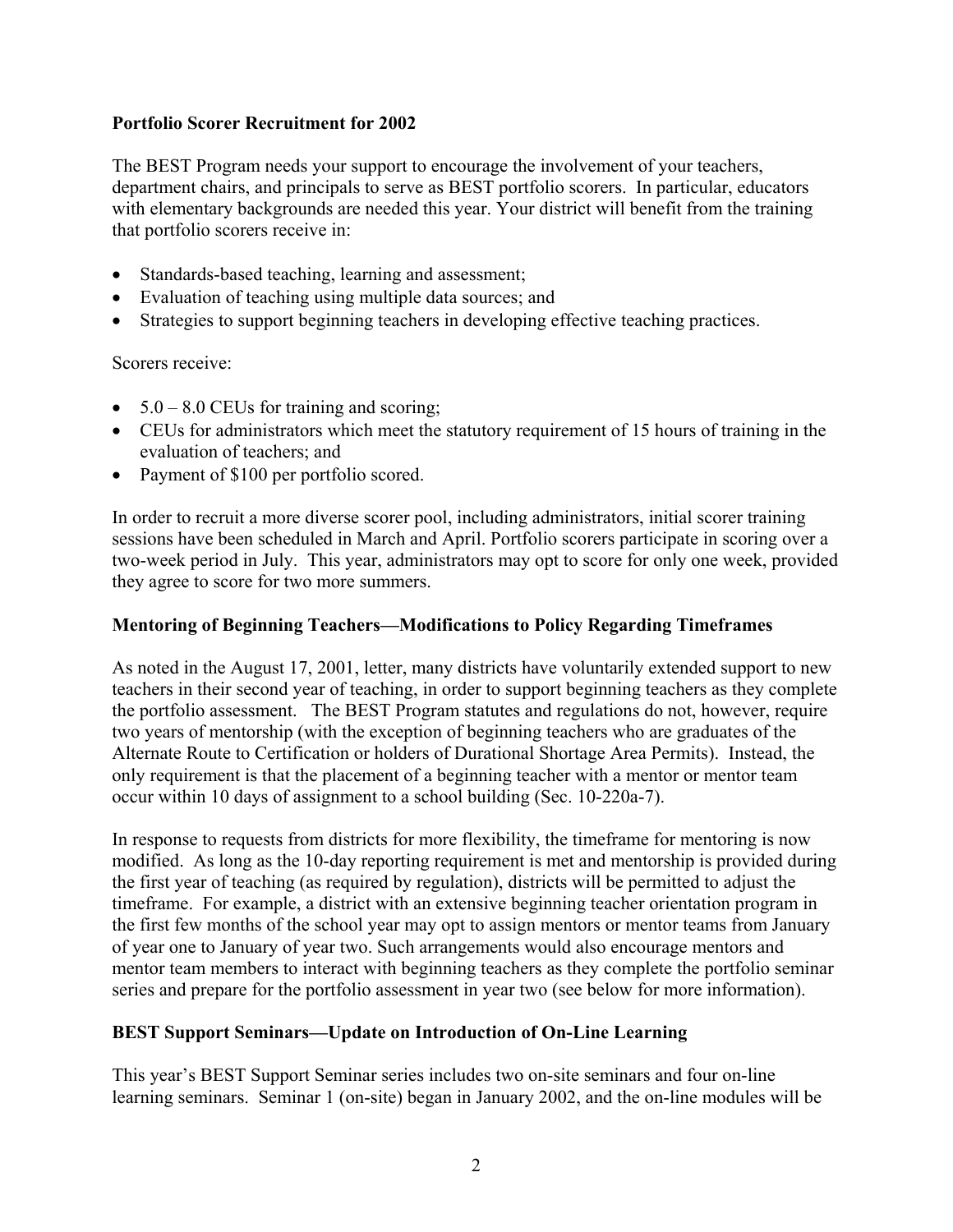**Portfolio Scorer Recruitment for 2002**

The BEST Program needs your support to encourage the involvement of your teachers, department chairs, and principals to serve as BEST portfolio scorers. In particular, educators with elementary backgrounds are needed this year. Your district will benefit from the training that portfolio scorers receive in:

- Standards-based teaching, learning and assessment;
- Evaluation of teaching using multiple data sources; and
- Strategies to support beginning teachers in developing effective teaching practices.

Scorers receive:

- 5.0 – 8.0 CEUs for training and scoring;
- CEUs for administrators which meet the statutory requirement of 15 hours of training in the evaluation of teachers; and
- Payment of $100 per portfolio scored.

In order to recruit a more diverse scorer pool, including administrators, initial scorer training sessions have been scheduled in March and April. Portfolio scorers participate in scoring over a two-week period in July. This year, administrators may opt to score for only one week, provided they agree to score for two more summers.

**Mentoring of Beginning Teachers—Modifications to Policy Regarding Timeframes**

As noted in the August 17, 2001, letter, many districts have voluntarily extended support to new teachers in their second year of teaching, in order to support beginning teachers as they complete the portfolio assessment. The BEST Program statutes and regulations do not, however, require two years of mentorship (with the exception of beginning teachers who are graduates of the Alternate Route to Certification or holders of Durational Shortage Area Permits). Instead, the only requirement is that the placement of a beginning teacher with a mentor or mentor team occur within 10 days of assignment to a school building (Sec. 10-220a-7).

In response to requests from districts for more flexibility, the timeframe for mentoring is now modified. As long as the 10-day reporting requirement is met and mentorship is provided during the first year of teaching (as required by regulation), districts will be permitted to adjust the timeframe. For example, a district with an extensive beginning teacher orientation program in the first few months of the school year may opt to assign mentors or mentor teams from January of year one to January of year two. Such arrangements would also encourage mentors and mentor team members to interact with beginning teachers as they complete the portfolio seminar series and prepare for the portfolio assessment in year two (see below for more information).

**BEST Support Seminars—Update on Introduction of On-Line Learning**

This year's BEST Support Seminar series includes two on-site seminars and four on-line learning seminars. Seminar 1 (on-site) began in January 2002, and the on-line modules will be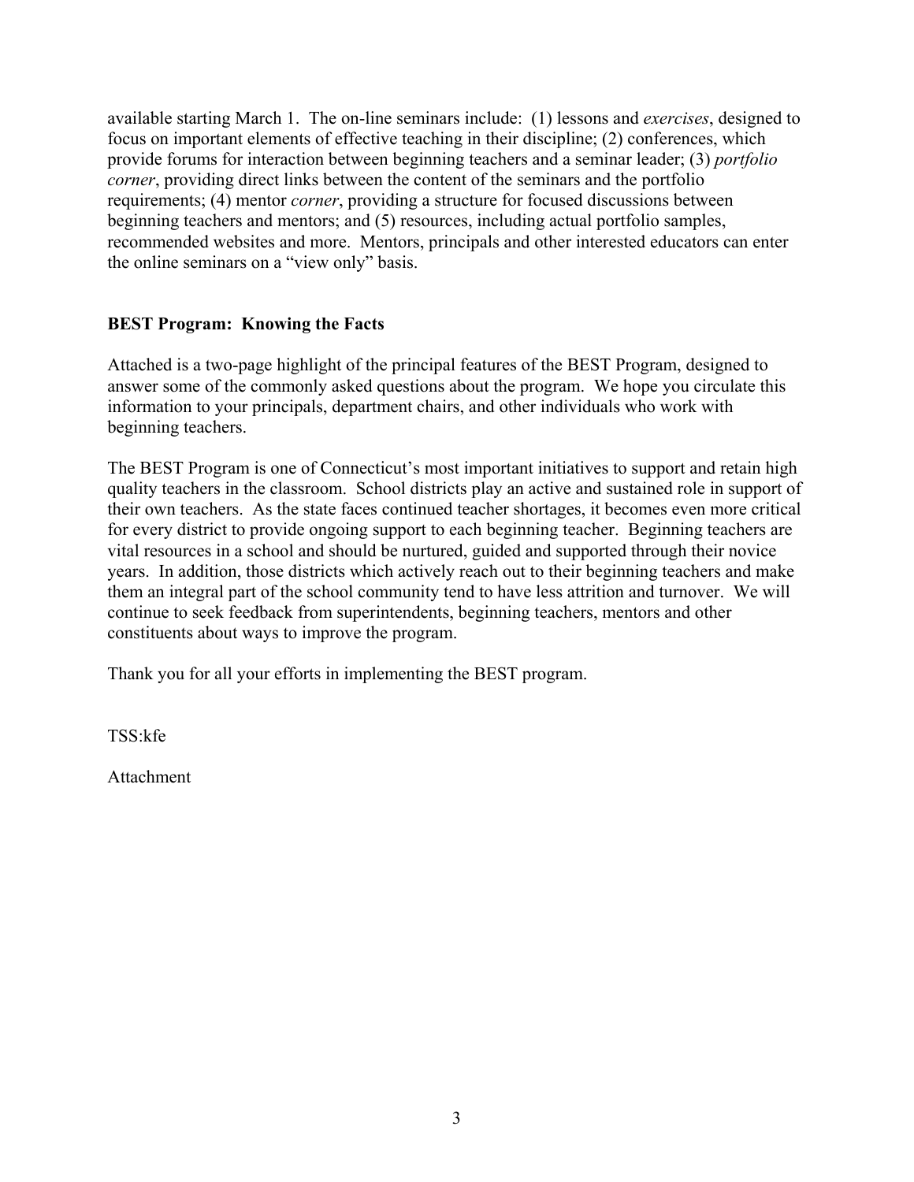available starting March 1. The on-line seminars include: (1) lessons and *exercises*, designed to focus on important elements of effective teaching in their discipline; (2) conferences, which provide forums for interaction between beginning teachers and a seminar leader; (3) *portfolio corner*, providing direct links between the content of the seminars and the portfolio requirements; (4) mentor *corner*, providing a structure for focused discussions between beginning teachers and mentors; and (5) resources, including actual portfolio samples, recommended websites and more. Mentors, principals and other interested educators can enter the online seminars on a "view only" basis.

**BEST Program: Knowing the Facts**

Attached is a two-page highlight of the principal features of the BEST Program, designed to answer some of the commonly asked questions about the program. We hope you circulate this information to your principals, department chairs, and other individuals who work with beginning teachers.

The BEST Program is one of Connecticut's most important initiatives to support and retain high quality teachers in the classroom. School districts play an active and sustained role in support of their own teachers. As the state faces continued teacher shortages, it becomes even more critical for every district to provide ongoing support to each beginning teacher. Beginning teachers are vital resources in a school and should be nurtured, guided and supported through their novice years. In addition, those districts which actively reach out to their beginning teachers and make them an integral part of the school community tend to have less attrition and turnover. We will continue to seek feedback from superintendents, beginning teachers, mentors and other constituents about ways to improve the program.

Thank you for all your efforts in implementing the BEST program.

TSS:kfe

Attachment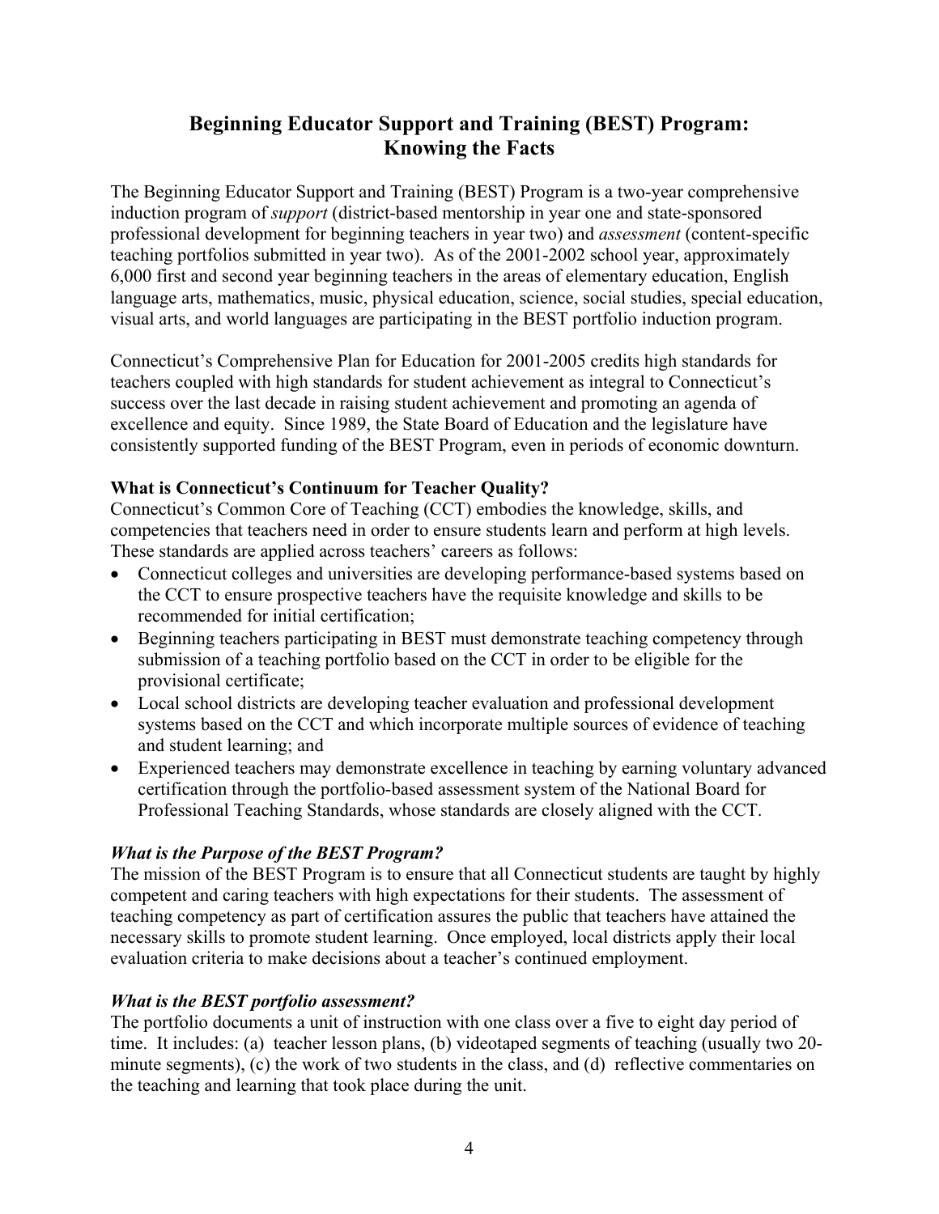# Beginning Educator Support and Training (BEST) Program: Knowing the Facts

The Beginning Educator Support and Training (BEST) Program is a two-year comprehensive induction program of *support* (district-based mentorship in year one and state-sponsored professional development for beginning teachers in year two) and *assessment* (content-specific teaching portfolios submitted in year two). As of the 2001-2002 school year, approximately 6,000 first and second year beginning teachers in the areas of elementary education, English language arts, mathematics, music, physical education, science, social studies, special education, visual arts, and world languages are participating in the BEST portfolio induction program.

Connecticut's Comprehensive Plan for Education for 2001-2005 credits high standards for teachers coupled with high standards for student achievement as integral to Connecticut's success over the last decade in raising student achievement and promoting an agenda of excellence and equity. Since 1989, the State Board of Education and the legislature have consistently supported funding of the BEST Program, even in periods of economic downturn.

**What is Connecticut's Continuum for Teacher Quality?**

Connecticut's Common Core of Teaching (CCT) embodies the knowledge, skills, and competencies that teachers need in order to ensure students learn and perform at high levels. These standards are applied across teachers' careers as follows:

- Connecticut colleges and universities are developing performance-based systems based on the CCT to ensure prospective teachers have the requisite knowledge and skills to be recommended for initial certification;
- Beginning teachers participating in BEST must demonstrate teaching competency through submission of a teaching portfolio based on the CCT in order to be eligible for the provisional certificate;
- Local school districts are developing teacher evaluation and professional development systems based on the CCT and which incorporate multiple sources of evidence of teaching and student learning; and
- Experienced teachers may demonstrate excellence in teaching by earning voluntary advanced certification through the portfolio-based assessment system of the National Board for Professional Teaching Standards, whose standards are closely aligned with the CCT.

***What is the Purpose of the BEST Program?***

The mission of the BEST Program is to ensure that all Connecticut students are taught by highly competent and caring teachers with high expectations for their students. The assessment of teaching competency as part of certification assures the public that teachers have attained the necessary skills to promote student learning. Once employed, local districts apply their local evaluation criteria to make decisions about a teacher's continued employment.

***What is the BEST portfolio assessment?***

The portfolio documents a unit of instruction with one class over a five to eight day period of time. It includes: (a) teacher lesson plans, (b) videotaped segments of teaching (usually two 20-minute segments), (c) the work of two students in the class, and (d) reflective commentaries on the teaching and learning that took place during the unit.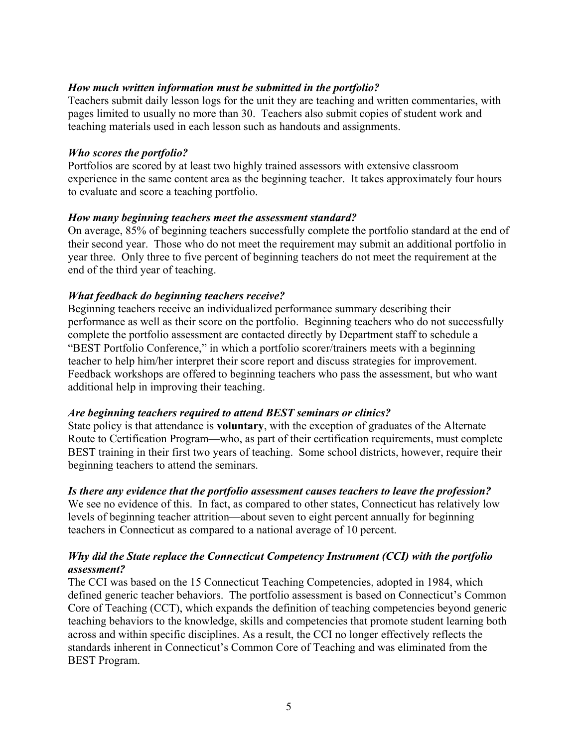***How much written information must be submitted in the portfolio?***
Teachers submit daily lesson logs for the unit they are teaching and written commentaries, with pages limited to usually no more than 30. Teachers also submit copies of student work and teaching materials used in each lesson such as handouts and assignments.

***Who scores the portfolio?***
Portfolios are scored by at least two highly trained assessors with extensive classroom experience in the same content area as the beginning teacher. It takes approximately four hours to evaluate and score a teaching portfolio.

***How many beginning teachers meet the assessment standard?***
On average, 85% of beginning teachers successfully complete the portfolio standard at the end of their second year. Those who do not meet the requirement may submit an additional portfolio in year three. Only three to five percent of beginning teachers do not meet the requirement at the end of the third year of teaching.

***What feedback do beginning teachers receive?***
Beginning teachers receive an individualized performance summary describing their performance as well as their score on the portfolio. Beginning teachers who do not successfully complete the portfolio assessment are contacted directly by Department staff to schedule a "BEST Portfolio Conference," in which a portfolio scorer/trainers meets with a beginning teacher to help him/her interpret their score report and discuss strategies for improvement. Feedback workshops are offered to beginning teachers who pass the assessment, but who want additional help in improving their teaching.

***Are beginning teachers required to attend BEST seminars or clinics?***
State policy is that attendance is **voluntary**, with the exception of graduates of the Alternate Route to Certification Program—who, as part of their certification requirements, must complete BEST training in their first two years of teaching. Some school districts, however, require their beginning teachers to attend the seminars.

***Is there any evidence that the portfolio assessment causes teachers to leave the profession?***
We see no evidence of this. In fact, as compared to other states, Connecticut has relatively low levels of beginning teacher attrition—about seven to eight percent annually for beginning teachers in Connecticut as compared to a national average of 10 percent.

***Why did the State replace the Connecticut Competency Instrument (CCI) with the portfolio assessment?***
The CCI was based on the 15 Connecticut Teaching Competencies, adopted in 1984, which defined generic teacher behaviors. The portfolio assessment is based on Connecticut's Common Core of Teaching (CCT), which expands the definition of teaching competencies beyond generic teaching behaviors to the knowledge, skills and competencies that promote student learning both across and within specific disciplines. As a result, the CCI no longer effectively reflects the standards inherent in Connecticut's Common Core of Teaching and was eliminated from the BEST Program.